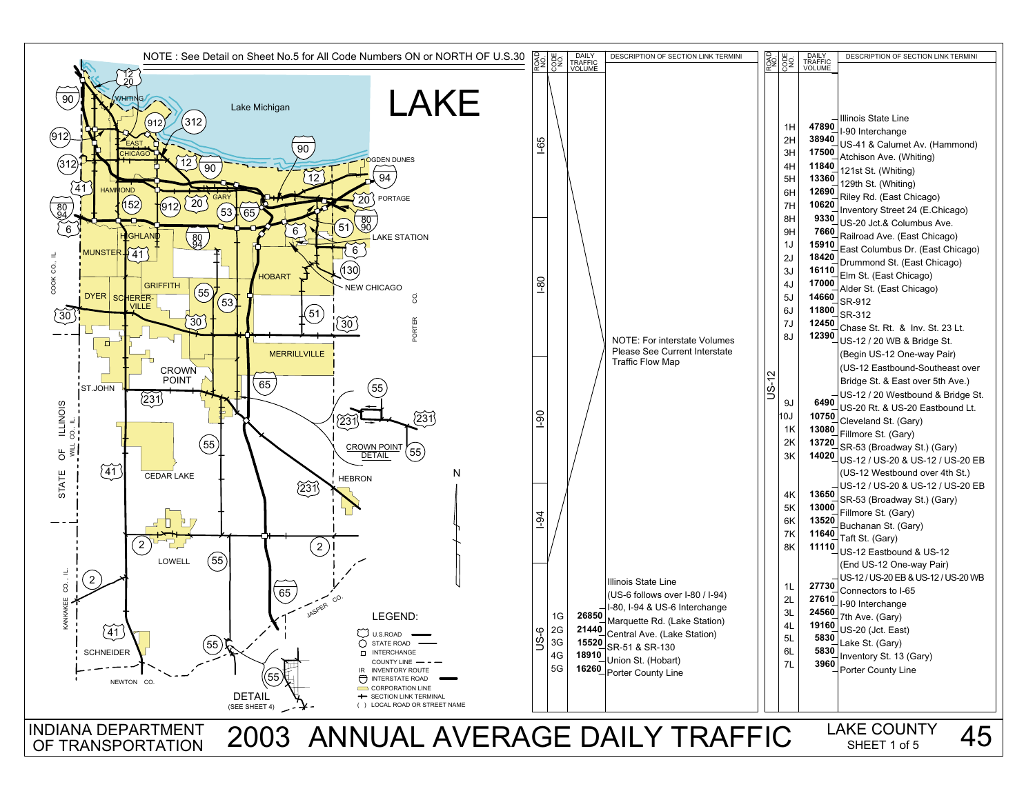# 2003 ANNUAL AVERAGE DAILY TRAFFIC

INDIANA DEPARTMENT OF TRANSPORTATION

LAKE COUNTY — SHEET 1 of 5 — 45

## LAKE

NOTE : See Detail on Sheet No.5 for All Code Numbers ON or NORTH OF U.S.30

Map labels: Lake Michigan, WHITING, EAST CHICAGO, HAMMOND, GARY, OGDEN DUNES, PORTAGE, LAKE STATION, HIGHLAND, MUNSTER, HOBART, NEW CHICAGO, GRIFFITH, DYER, SCHERERVILLE, MERRILLVILLE, CROWN POINT, ST.JOHN, CEDAR LAKE, HEBRON, LOWELL, SCHNEIDER, CROWN POINT DETAIL, DETAIL (SEE SHEET 4), COOK CO., IL., WILL CO., IL., KANKAKEE CO., IL., STATE OF ILLINOIS, PORTER CO., JASPER CO., NEWTON CO.

LEGEND:
- U.S.ROAD
- STATE ROAD
- INTERCHANGE
- COUNTY LINE
- IR INVENTORY ROUTE
- INTERSTATE ROAD
- CORPORATION LINE
- SECTION LINK TERMINAL
- ( ) LOCAL ROAD OR STREET NAME

| ROAD NO. | CODE NO. | DAILY TRAFFIC VOLUME | DESCRIPTION OF SECTION LINK TERMINI |
|---|---|---|---|
| I-65 | | | NOTE: For interstate Volumes Please See Current Interstate Traffic Flow Map |
| I-80 | | | |
| I-90 | | | |
| I-94 | | | |
| US-6 | | | Illinois State Line |
| | | | (US-6 follows over I-80 / I-94) |
| | | | I-80, I-94 & US-6 Interchange |
| | 1G | 26850 | Marquette Rd. (Lake Station) |
| | 2G | 21440 | Central Ave. (Lake Station) |
| | 3G | 15520 | SR-51 & SR-130 |
| | 4G | 18910 | Union St. (Hobart) |
| | 5G | 16260 | Porter County Line |

| ROAD NO. | CODE NO. | DAILY TRAFFIC VOLUME | DESCRIPTION OF SECTION LINK TERMINI |
|---|---|---|---|
| US-12 | | | Illinois State Line |
| | 1H | 47890 | I-90 Interchange |
| | 2H | 38940 | US-41 & Calumet Av. (Hammond) |
| | 3H | 17500 | Atchison Ave. (Whiting) |
| | 4H | 11840 | 121st St. (Whiting) |
| | 5H | 13360 | 129th St. (Whiting) |
| | 6H | 12690 | Riley Rd. (East Chicago) |
| | 7H | 10620 | Inventory Street 24 (E.Chicago) |
| | 8H | 9330 | US-20 Jct.& Columbus Ave. |
| | 9H | 7660 | Railroad Ave. (East Chicago) |
| | 1J | 15910 | East Columbus Dr. (East Chicago) |
| | 2J | 18420 | Drummond St. (East Chicago) |
| | 3J | 16110 | Elm St. (East Chicago) |
| | 4J | 17000 | Alder St. (East Chicago) |
| | 5J | 14660 | SR-912 |
| | 6J | 11800 | SR-312 |
| | 7J | 12450 | Chase St. Rt. & Inv. St. 23 Lt. |
| | 8J | 12390 | US-12 / 20 WB & Bridge St. |
| | | | (Begin US-12 One-way Pair) |
| | | | (US-12 Eastbound-Southeast over Bridge St. & East over 5th Ave.) |
| | | | US-12 / 20 Westbound & Bridge St. |
| | 9J | 6490 | US-20 Rt. & US-20 Eastbound Lt. |
| | 10J | 10750 | Cleveland St. (Gary) |
| | 1K | 13080 | Fillmore St. (Gary) |
| | 2K | 13720 | SR-53 (Broadway St.) (Gary) |
| | 3K | 14020 | US-12 / US-20 & US-12 / US-20 EB |
| | | | (US-12 Westbound over 4th St.) |
| | | | US-12 / US-20 & US-12 / US-20 EB |
| | 4K | 13650 | SR-53 (Broadway St.) (Gary) |
| | 5K | 13000 | Fillmore St. (Gary) |
| | 6K | 13520 | Buchanan St. (Gary) |
| | 7K | 11640 | Taft St. (Gary) |
| | 8K | 11110 | US-12 Eastbound & US-12 |
| | | | (End US-12 One-way Pair) |
| | | | US-12 / US-20 EB & US-12 / US-20 WB |
| | 1L | 27730 | Connectors to I-65 |
| | 2L | 27610 | I-90 Interchange |
| | 3L | 24560 | 7th Ave. (Gary) |
| | 4L | 19160 | US-20 (Jct. East) |
| | 5L | 5830 | Lake St. (Gary) |
| | 6L | 5830 | Inventory St. 13 (Gary) |
| | 7L | 3960 | Porter County Line |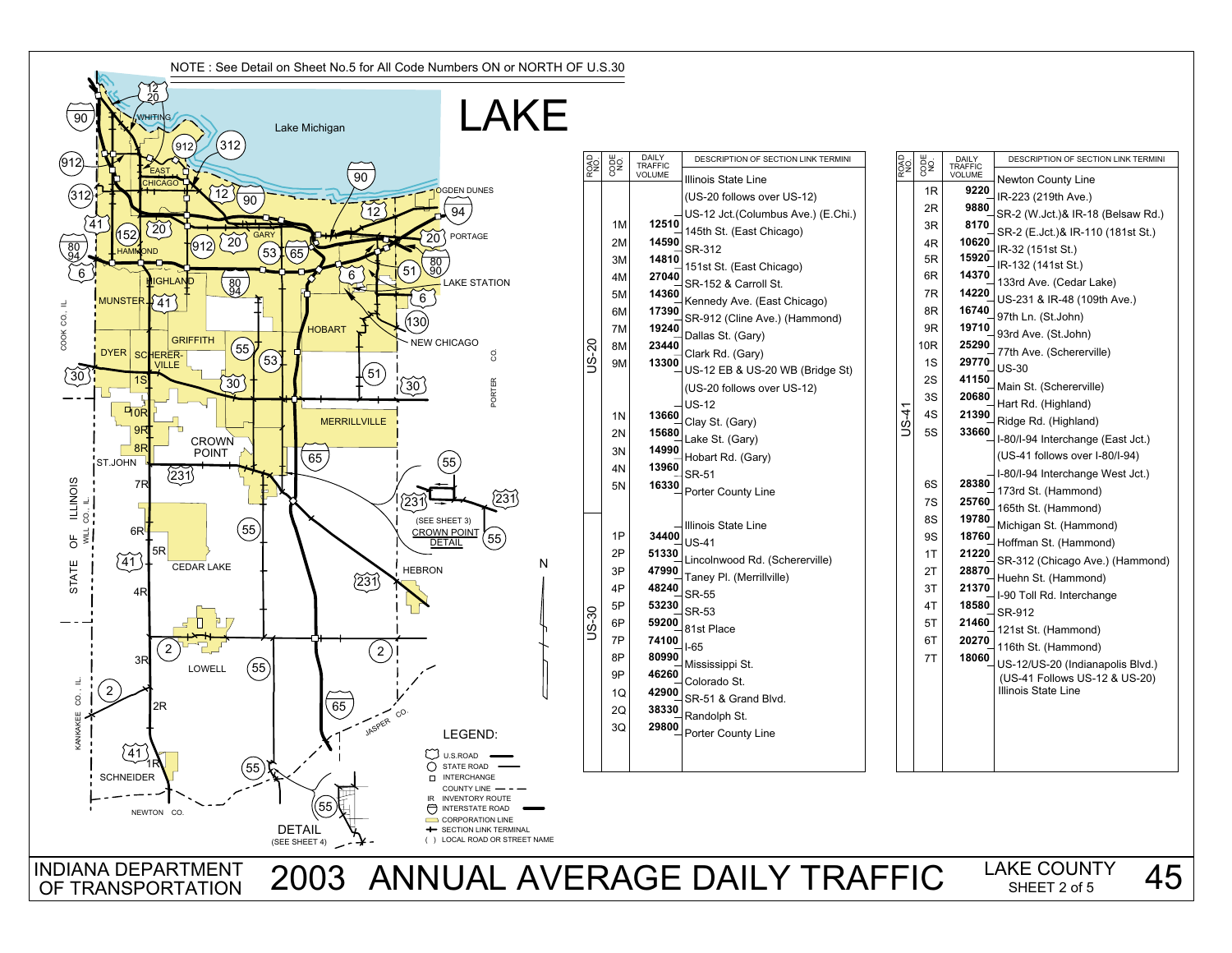NOTE : See Detail on Sheet No.5 for All Code Numbers ON or NORTH OF U.S.30

# LAKE

| ROAD NO. | CODE NO. | DAILY TRAFFIC VOLUME | DESCRIPTION OF SECTION LINK TERMINI |
|---|---|---|---|
| US-20 | | | Illinois State Line |
| | | | (US-20 follows over US-12) |
| | | | US-12 Jct.(Columbus Ave.) (E.Chi.) |
| | 1M | 12510 | 145th St. (East Chicago) |
| | 2M | 14590 | SR-312 |
| | 3M | 14810 | 151st St. (East Chicago) |
| | 4M | 27040 | SR-152 & Carroll St. |
| | 5M | 14360 | Kennedy Ave. (East Chicago) |
| | 6M | 17390 | SR-912 (Cline Ave.) (Hammond) |
| | 7M | 19240 | Dallas St. (Gary) |
| | 8M | 23440 | Clark Rd. (Gary) |
| | 9M | 13300 | US-12 EB & US-20 WB (Bridge St) |
| | | | (US-20 follows over US-12) |
| | | | US-12 |
| | 1N | 13660 | Clay St. (Gary) |
| | 2N | 15680 | Lake St. (Gary) |
| | 3N | 14990 | Hobart Rd. (Gary) |
| | 4N | 13960 | SR-51 |
| | 5N | 16330 | Porter County Line |
| US-30 | | | Illinois State Line |
| | 1P | 34400 | US-41 |
| | 2P | 51330 | Lincolnwood Rd. (Schererville) |
| | 3P | 47990 | Taney Pl. (Merrillville) |
| | 4P | 48240 | SR-55 |
| | 5P | 53230 | SR-53 |
| | 6P | 59200 | 81st Place |
| | 7P | 74100 | I-65 |
| | 8P | 80990 | Mississippi St. |
| | 9P | 46260 | Colorado St. |
| | 1Q | 42900 | SR-51 & Grand Blvd. |
| | 2Q | 38330 | Randolph St. |
| | 3Q | 29800 | Porter County Line |

| ROAD NO. | CODE NO. | DAILY TRAFFIC VOLUME | DESCRIPTION OF SECTION LINK TERMINI |
|---|---|---|---|
| US-41 | | | Newton County Line |
| | 1R | 9220 | IR-223 (219th Ave.) |
| | 2R | 9880 | SR-2 (W.Jct.)& IR-18 (Belsaw Rd.) |
| | 3R | 8170 | SR-2 (E.Jct.)& IR-110 (181st St.) |
| | 4R | 10620 | IR-32 (151st St.) |
| | 5R | 15920 | IR-132 (141st St.) |
| | 6R | 14370 | 133rd Ave. (Cedar Lake) |
| | 7R | 14220 | US-231 & IR-48 (109th Ave.) |
| | 8R | 16740 | 97th Ln. (St.John) |
| | 9R | 19710 | 93rd Ave. (St.John) |
| | 10R | 25290 | 77th Ave. (Schererville) |
| | 1S | 29770 | US-30 |
| | 2S | 41150 | Main St. (Schererville) |
| | 3S | 20680 | Hart Rd. (Highland) |
| | 4S | 21390 | Ridge Rd. (Highland) |
| | 5S | 33660 | I-80/I-94 Interchange (East Jct.) |
| | | | (US-41 follows over I-80/I-94) |
| | | | I-80/I-94 Interchange West Jct.) |
| | 6S | 28380 | 173rd St. (Hammond) |
| | 7S | 25760 | 165th St. (Hammond) |
| | 8S | 19780 | Michigan St. (Hammond) |
| | 9S | 18760 | Hoffman St. (Hammond) |
| | 1T | 21220 | SR-312 (Chicago Ave.) (Hammond) |
| | 2T | 28870 | Huehn St. (Hammond) |
| | 3T | 21370 | I-90 Toll Rd. Interchange |
| | 4T | 18580 | SR-912 |
| | 5T | 21460 | 121st St. (Hammond) |
| | 6T | 20270 | 116th St. (Hammond) |
| | 7T | 18060 | US-12/US-20 (Indianapolis Blvd.) |
| | | | (US-41 Follows US-12 & US-20) |
| | | | Illinois State Line |

LEGEND:
- U.S.ROAD
- STATE ROAD
- INTERCHANGE
- COUNTY LINE
- IR INVENTORY ROUTE
- INTERSTATE ROAD
- CORPORATION LINE
- SECTION LINK TERMINAL
- ( ) LOCAL ROAD OR STREET NAME

INDIANA DEPARTMENT OF TRANSPORTATION — 2003 ANNUAL AVERAGE DAILY TRAFFIC — LAKE COUNTY SHEET 2 of 5 — 45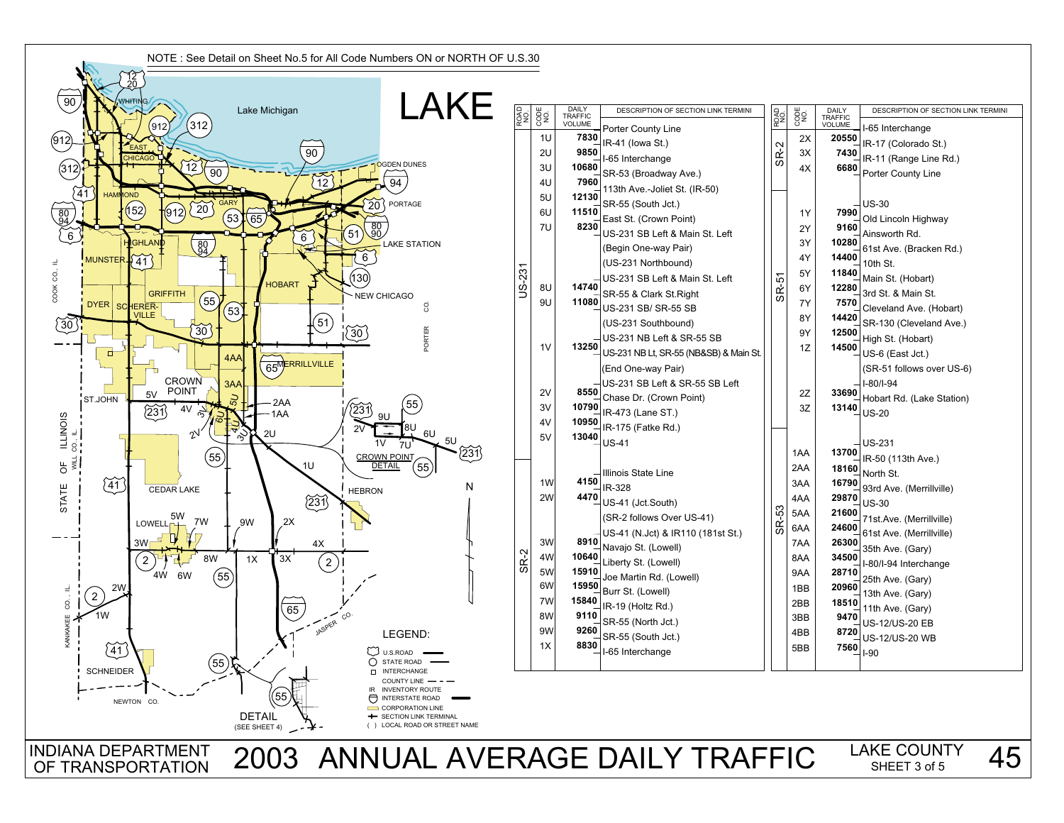# LAKE

NOTE : See Detail on Sheet No.5 for All Code Numbers ON or NORTH OF U.S.30

| ROAD NO. | CODE NO. | DAILY TRAFFIC VOLUME | DESCRIPTION OF SECTION LINK TERMINI |
|---|---|---|---|
| US-231 | | | Porter County Line |
| | 1U | 7830 | IR-41 (Iowa St.) |
| | 2U | 9850 | I-65 Interchange |
| | 3U | 10680 | SR-53 (Broadway Ave.) |
| | 4U | 7960 | 113th Ave.-Joliet St. (IR-50) |
| | 5U | 12130 | SR-55 (South Jct.) |
| | 6U | 11510 | East St. (Crown Point) |
| | 7U | 8230 | US-231 SB Left & Main St. Left |
| | | | (Begin One-way Pair) |
| | | | (US-231 Northbound) |
| | | | US-231 SB Left & Main St. Left |
| | 8U | 14740 | SR-55 & Clark St.Right |
| | 9U | 11080 | US-231 SB/ SR-55 SB |
| | | | (US-231 Southbound) |
| | | | US-231 NB Left & SR-55 SB |
| | 1V | 13250 | US-231 NB Lt, SR-55 (NB&SB) & Main St. |
| | | | (End One-way Pair) |
| | | | US-231 SB Left & SR-55 SB Left |
| | 2V | 8550 | Chase Dr. (Crown Point) |
| | 3V | 10790 | IR-473 (Lane ST.) |
| | 4V | 10950 | IR-175 (Fatke Rd.) |
| | 5V | 13040 | US-41 |
| SR-2 | | | Illinois State Line |
| | 1W | 4150 | IR-328 |
| | 2W | 4470 | US-41 (Jct.South) |
| | | | (SR-2 follows Over US-41) |
| | | | US-41 (N.Jct) & IR110 (181st St.) |
| | 3W | 8910 | Navajo St. (Lowell) |
| | 4W | 10640 | Liberty St. (Lowell) |
| | 5W | 15910 | Joe Martin Rd. (Lowell) |
| | 6W | 15950 | Burr St. (Lowell) |
| | 7W | 15840 | IR-19 (Holtz Rd.) |
| | 8W | 9110 | SR-55 (North Jct.) |
| | 9W | 9260 | SR-55 (South Jct.) |
| | 1X | 8830 | I-65 Interchange |

| ROAD NO. | CODE NO. | DAILY TRAFFIC VOLUME | DESCRIPTION OF SECTION LINK TERMINI |
|---|---|---|---|
| SR-2 | | | I-65 Interchange |
| | 2X | 20550 | IR-17 (Colorado St.) |
| | 3X | 7430 | IR-11 (Range Line Rd.) |
| | 4X | 6680 | Porter County Line |
| SR-51 | | | US-30 |
| | 1Y | 7990 | Old Lincoln Highway |
| | 2Y | 9160 | Ainsworth Rd. |
| | 3Y | 10280 | 61st Ave. (Bracken Rd.) |
| | 4Y | 14400 | 10th St. |
| | 5Y | 11840 | Main St. (Hobart) |
| | 6Y | 12280 | 3rd St. & Main St. |
| | 7Y | 7570 | Cleveland Ave. (Hobart) |
| | 8Y | 14420 | SR-130 (Cleveland Ave.) |
| | 9Y | 12500 | High St. (Hobart) |
| | 1Z | 14500 | US-6 (East Jct.) |
| | | | (SR-51 follows over US-6) |
| | | | I-80/I-94 |
| | 2Z | 33690 | Hobart Rd. (Lake Station) |
| | 3Z | 13140 | US-20 |
| SR-53 | | | US-231 |
| | 1AA | 13700 | IR-50 (113th Ave.) |
| | 2AA | 18160 | North St. |
| | 3AA | 16790 | 93rd Ave. (Merrillville) |
| | 4AA | 29870 | US-30 |
| | 5AA | 21600 | 71st.Ave. (Merrillville) |
| | 6AA | 24600 | 61st Ave. (Merrillville) |
| | 7AA | 26300 | 35th Ave. (Gary) |
| | 8AA | 34500 | I-80/I-94 Interchange |
| | 9AA | 28710 | 25th Ave. (Gary) |
| | 1BB | 20960 | 13th Ave. (Gary) |
| | 2BB | 18510 | 11th Ave. (Gary) |
| | 3BB | 9470 | US-12/US-20 EB |
| | 4BB | 8720 | US-12/US-20 WB |
| | 5BB | 7560 | I-90 |

LEGEND:
- U.S.ROAD
- STATE ROAD
- INTERCHANGE
- COUNTY LINE
- IR INVENTORY ROUTE
- INTERSTATE ROAD
- CORPORATION LINE
- SECTION LINK TERMINAL
- ( ) LOCAL ROAD OR STREET NAME

DETAIL (SEE SHEET 4)

INDIANA DEPARTMENT OF TRANSPORTATION

# 2003 ANNUAL AVERAGE DAILY TRAFFIC

LAKE COUNTY SHEET 3 of 5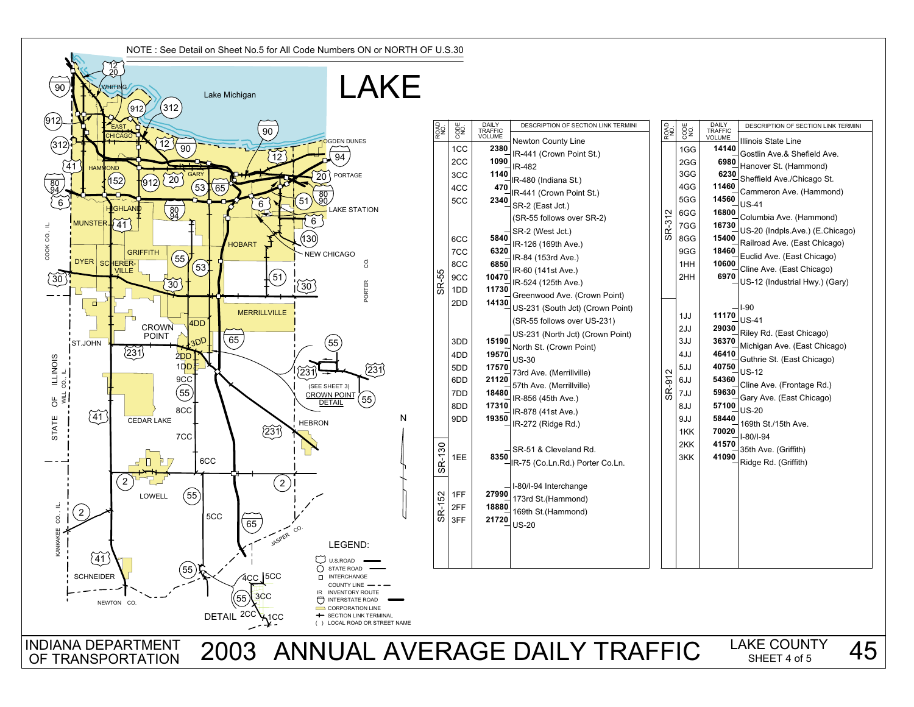# LAKE

NOTE : See Detail on Sheet No.5 for All Code Numbers ON or NORTH OF U.S.30

| ROAD NO. | CODE NO. | DAILY TRAFFIC VOLUME | DESCRIPTION OF SECTION LINK TERMINI |
|---|---|---|---|
| SR-55 | | | Newton County Line |
| | 1CC | 2380 | IR-441 (Crown Point St.) |
| | 2CC | 1090 | IR-482 |
| | 3CC | 1140 | IR-480 (Indiana St.) |
| | 4CC | 470 | IR-441 (Crown Point St.) |
| | 5CC | 2340 | SR-2 (East Jct.) |
| | | | (SR-55 follows over SR-2) |
| | | | SR-2 (West Jct.) |
| | 6CC | 5840 | IR-126 (169th Ave.) |
| | 7CC | 6320 | IR-84 (153rd Ave.) |
| | 8CC | 6850 | IR-60 (141st Ave.) |
| | 9CC | 10470 | IR-524 (125th Ave.) |
| | 1DD | 11730 | Greenwood Ave. (Crown Point) |
| | 2DD | 14130 | US-231 (South Jct) (Crown Point) |
| | | | (SR-55 follows over US-231) |
| | | | US-231 (North Jct) (Crown Point) |
| | 3DD | 15190 | North St. (Crown Point) |
| | 4DD | 19570 | US-30 |
| | 5DD | 17570 | 73rd Ave. (Merrillville) |
| | 6DD | 21120 | 57th Ave. (Merrillville) |
| | 7DD | 18480 | IR-856 (45th Ave.) |
| | 8DD | 17310 | IR-878 (41st Ave.) |
| | 9DD | 19350 | IR-272 (Ridge Rd.) |
| SR-130 | | | SR-51 & Cleveland Rd. |
| | 1EE | 8350 | IR-75 (Co.Ln.Rd.) Porter Co.Ln. |
| SR-152 | | | I-80/I-94 Interchange |
| | 1FF | 27990 | 173rd St.(Hammond) |
| | 2FF | 18880 | 169th St.(Hammond) |
| | 3FF | 21720 | US-20 |

| ROAD NO. | CODE NO. | DAILY TRAFFIC VOLUME | DESCRIPTION OF SECTION LINK TERMINI |
|---|---|---|---|
| SR-312 | | | Illinois State Line |
| | 1GG | 14140 | Gostlin Ave.& Shefield Ave. |
| | 2GG | 6980 | Hanover St. (Hammond) |
| | 3GG | 6230 | Sheffield Ave./Chicago St. |
| | 4GG | 11460 | Cammeron Ave. (Hammond) |
| | 5GG | 14560 | US-41 |
| | 6GG | 16800 | Columbia Ave. (Hammond) |
| | 7GG | 16730 | US-20 (Indpls.Ave.) (E.Chicago) |
| | 8GG | 15400 | Railroad Ave. (East Chicago) |
| | 9GG | 18460 | Euclid Ave. (East Chicago) |
| | 1HH | 10600 | Cline Ave. (East Chicago) |
| | 2HH | 6970 | US-12 (Industrial Hwy.) (Gary) |
| SR-912 | | | I-90 |
| | 1JJ | 11170 | US-41 |
| | 2JJ | 29030 | Riley Rd. (East Chicago) |
| | 3JJ | 36370 | Michigan Ave. (East Chicago) |
| | 4JJ | 46410 | Guthrie St. (East Chicago) |
| | 5JJ | 40750 | US-12 |
| | 6JJ | 54360 | Cline Ave. (Frontage Rd.) |
| | 7JJ | 59630 | Gary Ave. (East Chicago) |
| | 8JJ | 57100 | US-20 |
| | 9JJ | 58440 | 169th St./15th Ave. |
| | 1KK | 70020 | I-80/I-94 |
| | 2KK | 41570 | 35th Ave. (Griffith) |
| | 3KK | 41090 | Ridge Rd. (Griffith) |

LEGEND:
- U.S.ROAD
- STATE ROAD
- INTERCHANGE
- COUNTY LINE
- IR INVENTORY ROUTE
- INTERSTATE ROAD
- CORPORATION LINE
- SECTION LINK TERMINAL
- ( ) LOCAL ROAD OR STREET NAME

INDIANA DEPARTMENT OF TRANSPORTATION — 2003 ANNUAL AVERAGE DAILY TRAFFIC — LAKE COUNTY SHEET 4 of 5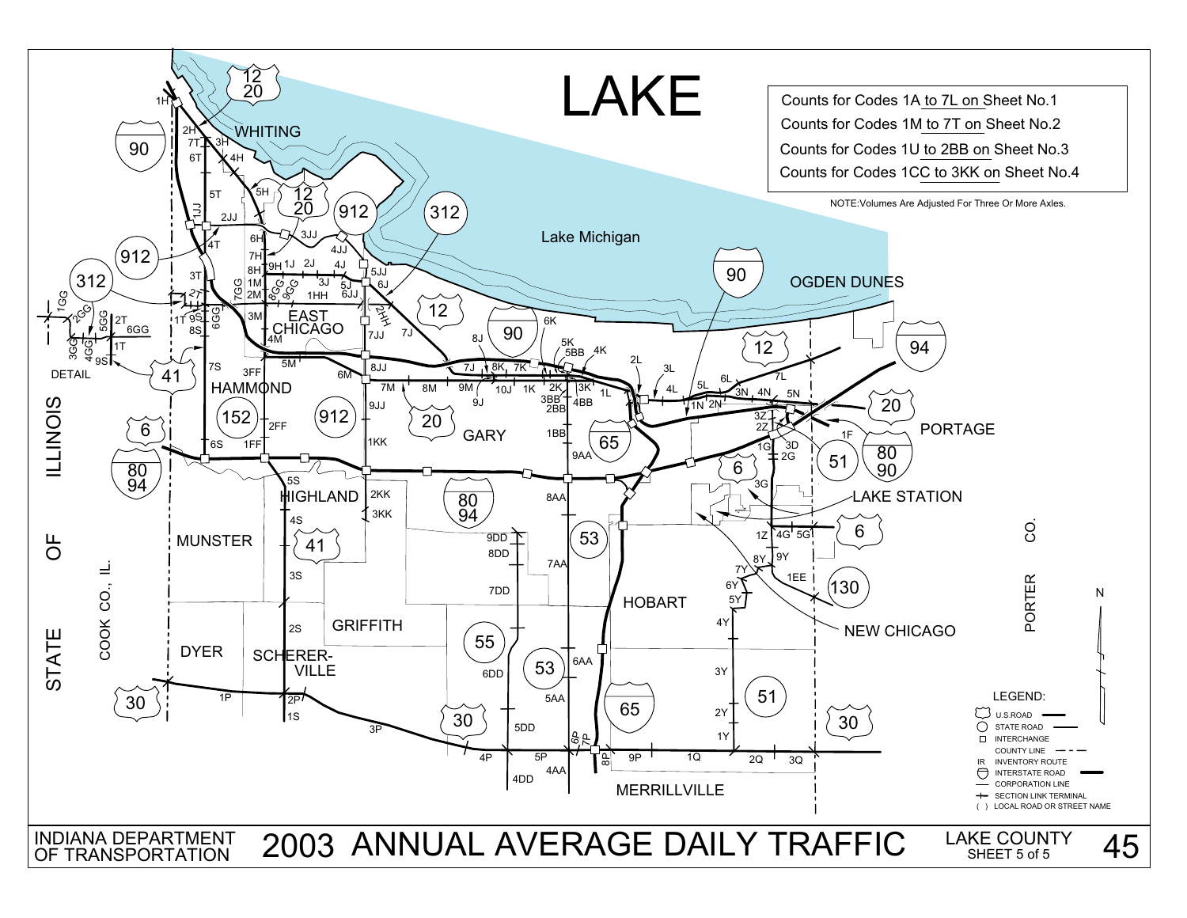# LAKE

Counts for Codes 1A to 7L on Sheet No.1
Counts for Codes 1M to 7T on Sheet No.2
Counts for Codes 1U to 2BB on Sheet No.3
Counts for Codes 1CC to 3KK on Sheet No.4

NOTE: Volumes Are Adjusted For Three Or More Axles.

WHITING
EAST CHICAGO
HAMMOND
GARY
OGDEN DUNES
PORTAGE
LAKE STATION
HIGHLAND
MUNSTER
GRIFFITH
HOBART
NEW CHICAGO
DYER
SCHERER-VILLE
MERRILLVILLE
Lake Michigan

STATE OF ILLINOIS
COOK CO., IL.
PORTER CO.
DETAIL

1H 2H 3H 4H 5H 6H 7H 8H 9H 1J 2J 3J 4J 5J 6J 7J 8J 9J 1K 2K 3K 4K 5K 6K 7K 8K 1L 2L 3L 4L 5L 6L 7L 1M 2M 3M 4M 5M 6M 7M 8M 9M 1N 2N 3N 4N 5N 1P 2P 3P 4P 5P 6P 7P 8P 9P 1Q 2Q 3Q 1S 2S 3S 4S 5S 6S 7S 8S 9S 1T 2T 3T 4T 5T 6T 7T 1Y 2Y 3Y 4Y 5Y 6Y 7Y 8Y 9Y 1Z 2Z 3Z 1F 3D 1G 2G 3G 4G 5G 1EE 1AA 2AA 3AA 4AA 5AA 6AA 7AA 8AA 9AA 1BB 2BB 3BB 4BB 5BB 4DD 5DD 6DD 7DD 8DD 9DD 1FF 2FF 3FF 1GG 2GG 3GG 4GG 5GG 6GG 7GG 8GG 9GG 1HH 2HH 1JJ 2JJ 3JJ 4JJ 5JJ 6JJ 7JJ 8JJ 9JJ 1KK 2KK 3KK

Routes: 12/20, 90, 912, 312, 41, 6, 80/94, 152, 20, 65, 12, 94, 20, 51, 80/90, 6, 130, 53, 55, 30, 51, 65, 30

LEGEND:
U.S.ROAD
STATE ROAD
INTERCHANGE
COUNTY LINE
IR INVENTORY ROUTE
INTERSTATE ROAD
CORPORATION LINE
SECTION LINK TERMINAL
( ) LOCAL ROAD OR STREET NAME

N

INDIANA DEPARTMENT OF TRANSPORTATION

2003 ANNUAL AVERAGE DAILY TRAFFIC

LAKE COUNTY
SHEET 5 of 5

45